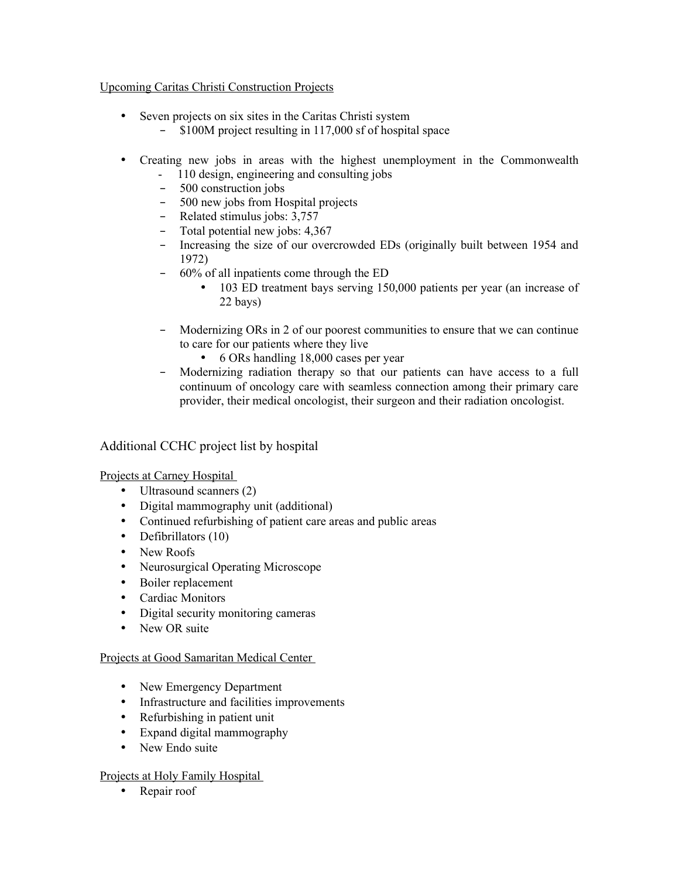Upcoming Caritas Christi Construction Projects

- Seven projects on six sites in the Caritas Christi system
  - $100M project resulting in 117,000 sf of hospital space

- Creating new jobs in areas with the highest unemployment in the Commonwealth
  - 110 design, engineering and consulting jobs
  - 500 construction jobs
  - 500 new jobs from Hospital projects
  - Related stimulus jobs: 3,757
  - Total potential new jobs: 4,367
  - Increasing the size of our overcrowded EDs (originally built between 1954 and 1972)
  - 60% of all inpatients come through the ED
    - 103 ED treatment bays serving 150,000 patients per year (an increase of 22 bays)

  - Modernizing ORs in 2 of our poorest communities to ensure that we can continue to care for our patients where they live
    - 6 ORs handling 18,000 cases per year
  - Modernizing radiation therapy so that our patients can have access to a full continuum of oncology care with seamless connection among their primary care provider, their medical oncologist, their surgeon and their radiation oncologist.

## Additional CCHC project list by hospital

Projects at Carney Hospital

- Ultrasound scanners (2)
- Digital mammography unit (additional)
- Continued refurbishing of patient care areas and public areas
- Defibrillators (10)
- New Roofs
- Neurosurgical Operating Microscope
- Boiler replacement
- Cardiac Monitors
- Digital security monitoring cameras
- New OR suite

Projects at Good Samaritan Medical Center

- New Emergency Department
- Infrastructure and facilities improvements
- Refurbishing in patient unit
- Expand digital mammography
- New Endo suite

Projects at Holy Family Hospital

- Repair roof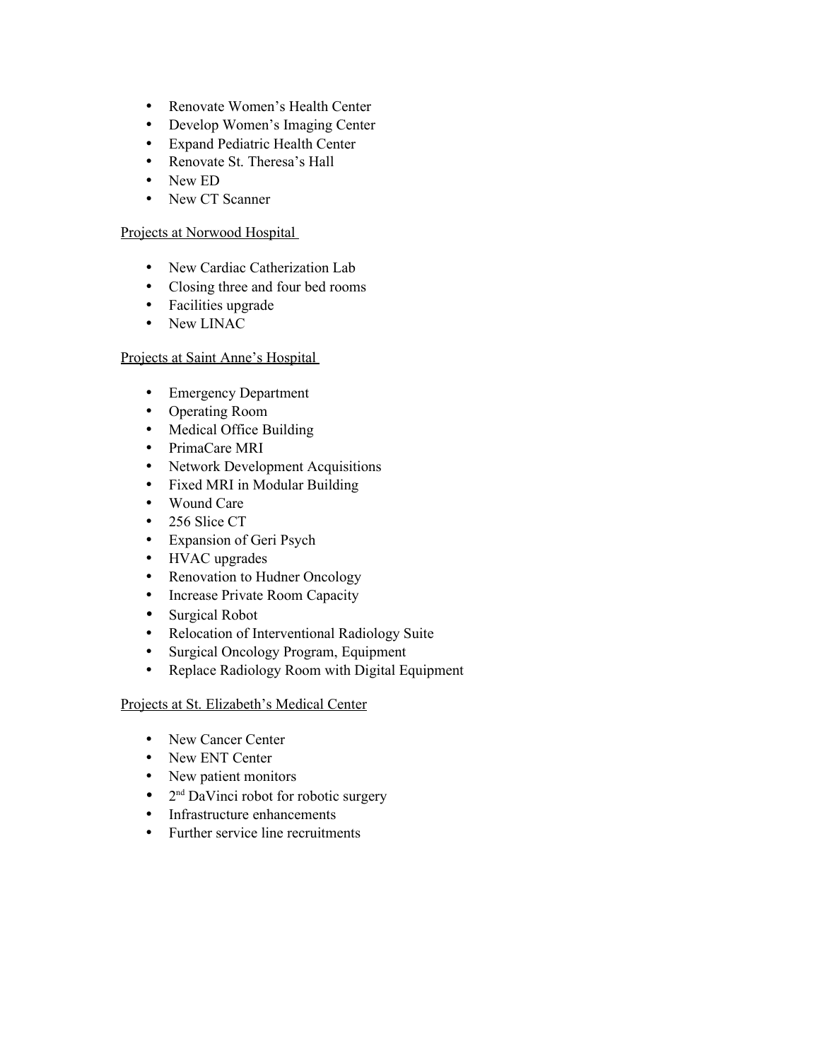- Renovate Women's Health Center
- Develop Women's Imaging Center
- Expand Pediatric Health Center
- Renovate St. Theresa's Hall
- New ED
- New CT Scanner

Projects at Norwood Hospital

- New Cardiac Catherization Lab
- Closing three and four bed rooms
- Facilities upgrade
- New LINAC

Projects at Saint Anne's Hospital

- Emergency Department
- Operating Room
- Medical Office Building
- PrimaCare MRI
- Network Development Acquisitions
- Fixed MRI in Modular Building
- Wound Care
- 256 Slice CT
- Expansion of Geri Psych
- HVAC upgrades
- Renovation to Hudner Oncology
- Increase Private Room Capacity
- Surgical Robot
- Relocation of Interventional Radiology Suite
- Surgical Oncology Program, Equipment
- Replace Radiology Room with Digital Equipment

Projects at St. Elizabeth's Medical Center

- New Cancer Center
- New ENT Center
- New patient monitors
- 2nd DaVinci robot for robotic surgery
- Infrastructure enhancements
- Further service line recruitments